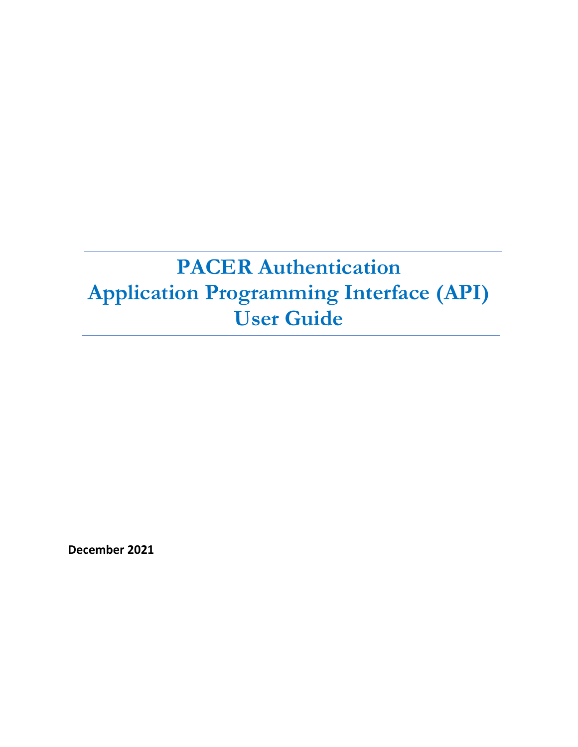# PACER Authentication Application Programming Interface (API) User Guide

**December 2021**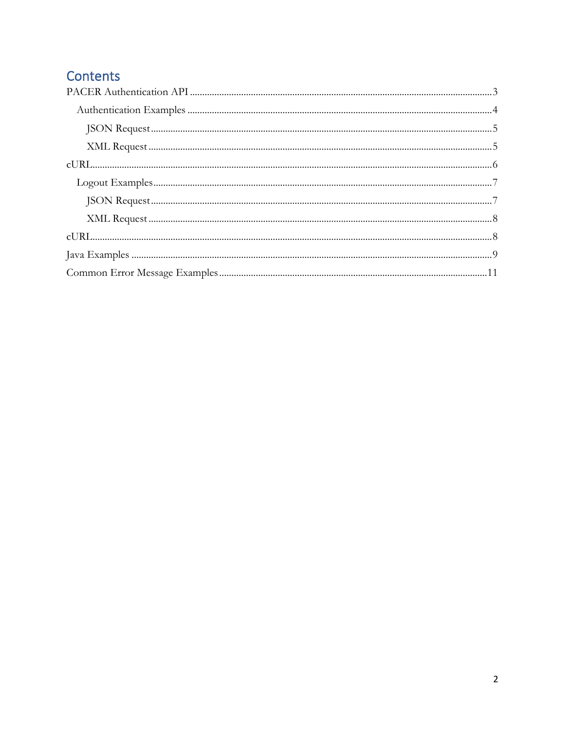# Contents

- PACER Authentication API ... 3
  - Authentication Examples ... 4
    - JSON Request ... 5
    - XML Request ... 5
- cURL ... 6
  - Logout Examples ... 7
    - JSON Request ... 7
    - XML Request ... 8
- cURL ... 8
- Java Examples ... 9
- Common Error Message Examples ... 11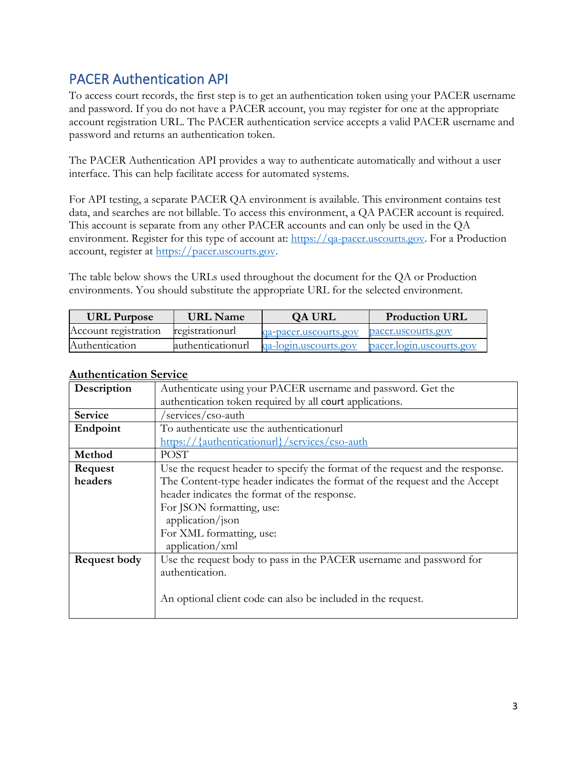## PACER Authentication API

To access court records, the first step is to get an authentication token using your PACER username and password. If you do not have a PACER account, you may register for one at the appropriate account registration URL. The PACER authentication service accepts a valid PACER username and password and returns an authentication token.

The PACER Authentication API provides a way to authenticate automatically and without a user interface. This can help facilitate access for automated systems.

For API testing, a separate PACER QA environment is available. This environment contains test data, and searches are not billable. To access this environment, a QA PACER account is required. This account is separate from any other PACER accounts and can only be used in the QA environment. Register for this type of account at: https://qa-pacer.uscourts.gov. For a Production account, register at https://pacer.uscourts.gov.

The table below shows the URLs used throughout the document for the QA or Production environments. You should substitute the appropriate URL for the selected environment.

| URL Purpose | URL Name | QA URL | Production URL |
|---|---|---|---|
| Account registration | registrationurl | qa-pacer.uscourts.gov | pacer.uscourts.gov |
| Authentication | authenticationurl | qa-login.uscourts.gov | pacer.login.uscourts.gov |

**Authentication Service**

| | |
|---|---|
| **Description** | Authenticate using your PACER username and password. Get the authentication token required by all court applications. |
| **Service** | /services/cso-auth |
| **Endpoint** | To authenticate use the authenticationurl<br>https://{authenticationurl}/services/cso-auth |
| **Method** | POST |
| **Request headers** | Use the request header to specify the format of the request and the response. The Content-type header indicates the format of the request and the Accept header indicates the format of the response.<br>For JSON formatting, use:<br>application/json<br>For XML formatting, use:<br>application/xml |
| **Request body** | Use the request body to pass in the PACER username and password for authentication.<br><br>An optional client code can also be included in the request. |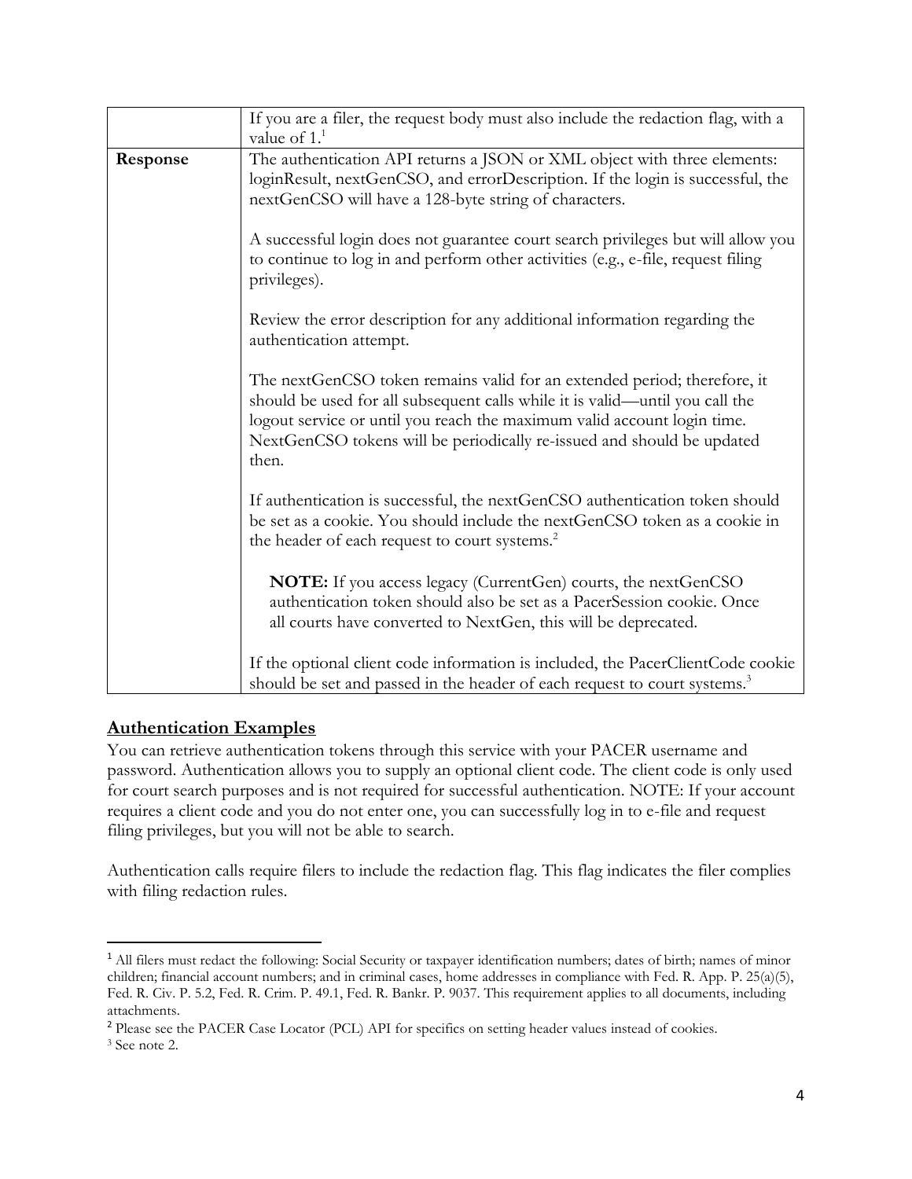| | |
|---|---|
| | If you are a filer, the request body must also include the redaction flag, with a value of 1.[1] |
| **Response** | The authentication API returns a JSON or XML object with three elements: loginResult, nextGenCSO, and errorDescription. If the login is successful, the nextGenCSO will have a 128-byte string of characters.<br><br>A successful login does not guarantee court search privileges but will allow you to continue to log in and perform other activities (e.g., e-file, request filing privileges).<br><br>Review the error description for any additional information regarding the authentication attempt.<br><br>The nextGenCSO token remains valid for an extended period; therefore, it should be used for all subsequent calls while it is valid—until you call the logout service or until you reach the maximum valid account login time. NextGenCSO tokens will be periodically re-issued and should be updated then.<br><br>If authentication is successful, the nextGenCSO authentication token should be set as a cookie. You should include the nextGenCSO token as a cookie in the header of each request to court systems.[2]<br><br>**NOTE:** If you access legacy (CurrentGen) courts, the nextGenCSO authentication token should also be set as a PacerSession cookie. Once all courts have converted to NextGen, this will be deprecated.<br><br>If the optional client code information is included, the PacerClientCode cookie should be set and passed in the header of each request to court systems.[3] |

## Authentication Examples

You can retrieve authentication tokens through this service with your PACER username and password. Authentication allows you to supply an optional client code. The client code is only used for court search purposes and is not required for successful authentication. NOTE: If your account requires a client code and you do not enter one, you can successfully log in to e-file and request filing privileges, but you will not be able to search.

Authentication calls require filers to include the redaction flag. This flag indicates the filer complies with filing redaction rules.

---

[1] All filers must redact the following: Social Security or taxpayer identification numbers; dates of birth; names of minor children; financial account numbers; and in criminal cases, home addresses in compliance with Fed. R. App. P. 25(a)(5), Fed. R. Civ. P. 5.2, Fed. R. Crim. P. 49.1, Fed. R. Bankr. P. 9037. This requirement applies to all documents, including attachments.

[2] Please see the PACER Case Locator (PCL) API for specifics on setting header values instead of cookies.

[3] See note 2.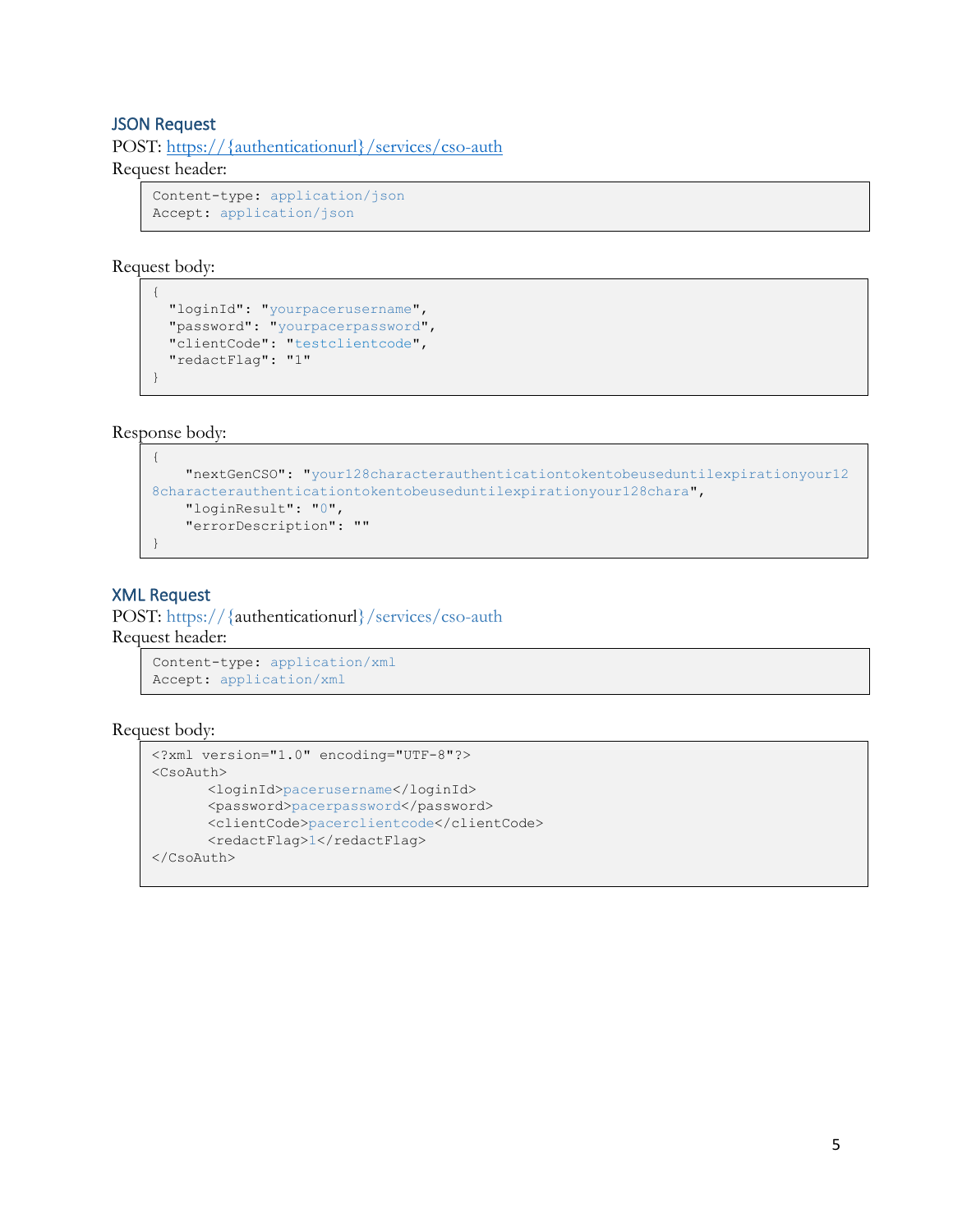### JSON Request

POST: https://{authenticationurl}/services/cso-auth

Request header:

```
Content-type: application/json
Accept: application/json
```

Request body:

```
{
  "loginId": "yourpacerusername",
  "password": "yourpacerpassword",
  "clientCode": "testclientcode",
  "redactFlag": "1"
}
```

Response body:

```
{
    "nextGenCSO": "your128characterauthenticationtokentobeuseduntilexpirationyour12
8characterauthenticationtokentobeuseduntilexpirationyour128chara",
    "loginResult": "0",
    "errorDescription": ""
}
```

### XML Request

POST: https://{authenticationurl}/services/cso-auth

Request header:

```
Content-type: application/xml
Accept: application/xml
```

Request body:

```
<?xml version="1.0" encoding="UTF-8"?>
<CsoAuth>
       <loginId>pacerusername</loginId>
       <password>pacerpassword</password>
       <clientCode>pacerclientcode</clientCode>
       <redactFlag>1</redactFlag>
</CsoAuth>
```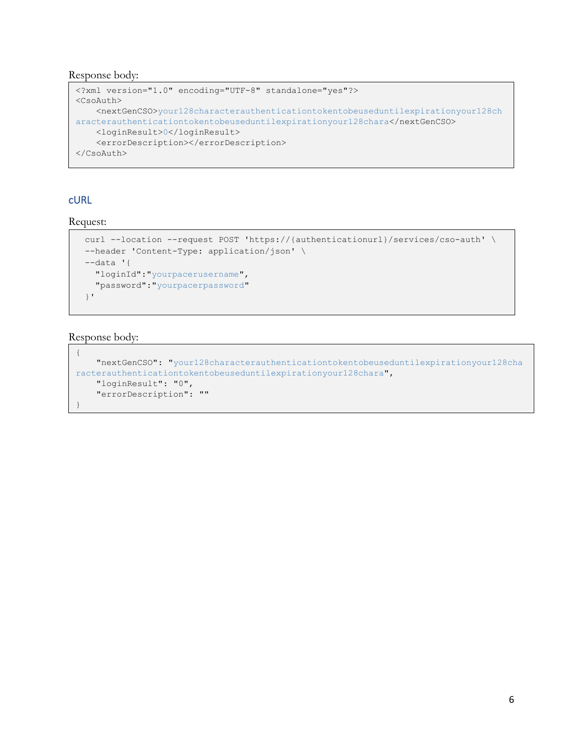Response body:

```
<?xml version="1.0" encoding="UTF-8" standalone="yes"?>
<CsoAuth>
    <nextGenCSO>your128characterauthenticationtokentobeuseduntilexpirationyour128characterauthenticationtokentobeuseduntilexpirationyour128chara</nextGenCSO>
    <loginResult>0</loginResult>
    <errorDescription></errorDescription>
</CsoAuth>
```

## cURL

Request:

```
  curl --location --request POST 'https://{authenticationurl}/services/cso-auth' \
  --header 'Content-Type: application/json' \
  --data '{
    "loginId":"yourpacerusername",
    "password":"yourpacerpassword"
  }'
```

Response body:

```
{
    "nextGenCSO": "your128characterauthenticationtokentobeuseduntilexpirationyour128characterauthenticationtokentobeuseduntilexpirationyour128chara",
    "loginResult": "0",
    "errorDescription": ""
}
```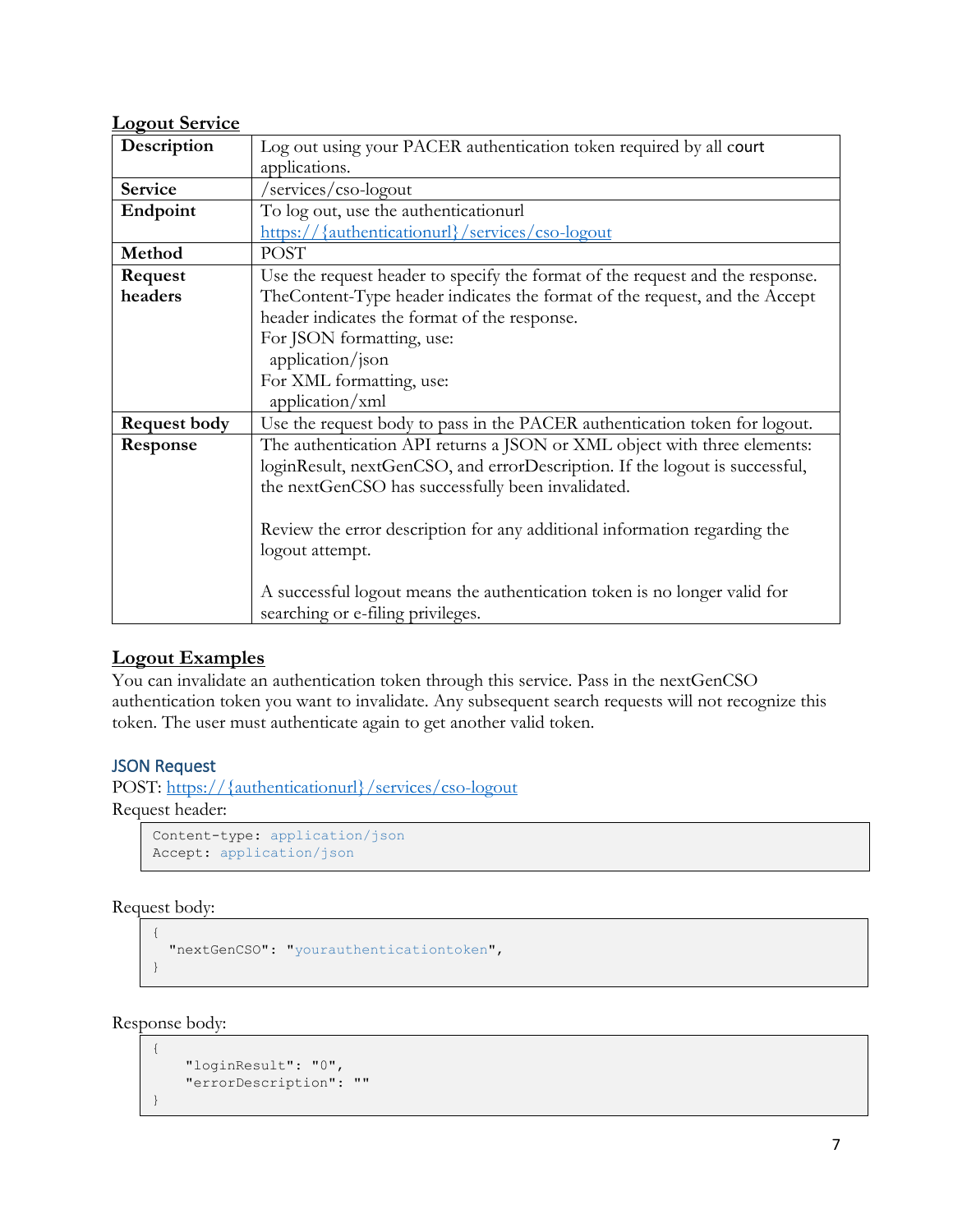## Logout Service

| Description | Log out using your PACER authentication token required by all court applications. |
|---|---|
| Service | /services/cso-logout |
| Endpoint | To log out, use the authenticationurl https://{authenticationurl}/services/cso-logout |
| Method | POST |
| Request headers | Use the request header to specify the format of the request and the response. TheContent-Type header indicates the format of the request, and the Accept header indicates the format of the response.<br>For JSON formatting, use:<br>application/json<br>For XML formatting, use:<br>application/xml |
| Request body | Use the request body to pass in the PACER authentication token for logout. |
| Response | The authentication API returns a JSON or XML object with three elements: loginResult, nextGenCSO, and errorDescription. If the logout is successful, the nextGenCSO has successfully been invalidated.<br><br>Review the error description for any additional information regarding the logout attempt.<br><br>A successful logout means the authentication token is no longer valid for searching or e-filing privileges. |

## Logout Examples

You can invalidate an authentication token through this service. Pass in the nextGenCSO authentication token you want to invalidate. Any subsequent search requests will not recognize this token. The user must authenticate again to get another valid token.

### JSON Request

POST: https://{authenticationurl}/services/cso-logout

Request header:

```
Content-type: application/json
Accept: application/json
```

Request body:

```
{
  "nextGenCSO": "yourauthenticationtoken",
}
```

Response body:

```
{
    "loginResult": "0",
    "errorDescription": ""
}
```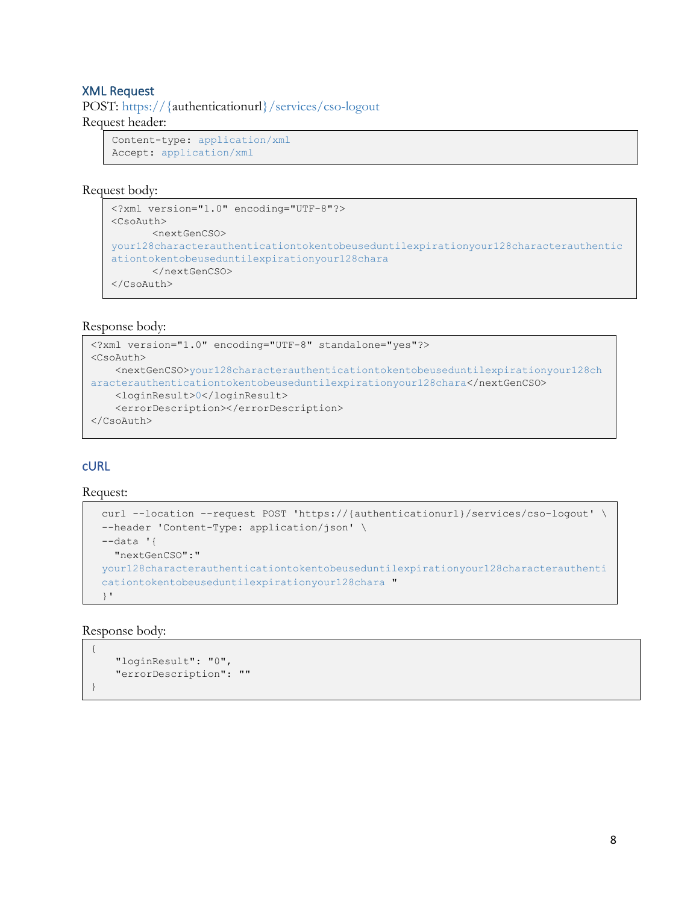### XML Request

POST: https://{authenticationurl}/services/cso-logout

Request header:

```
Content-type: application/xml
Accept: application/xml
```

Request body:

```
<?xml version="1.0" encoding="UTF-8"?>
<CsoAuth>
       <nextGenCSO>
your128characterauthenticationtokentobeuseduntilexpirationyour128characterauthentic
ationtokentobeuseduntilexpirationyour128chara
       </nextGenCSO>
</CsoAuth>
```

Response body:

```
<?xml version="1.0" encoding="UTF-8" standalone="yes"?>
<CsoAuth>
    <nextGenCSO>your128characterauthenticationtokentobeuseduntilexpirationyour128ch
aracterauthenticationtokentobeuseduntilexpirationyour128chara</nextGenCSO>
    <loginResult>0</loginResult>
    <errorDescription></errorDescription>
</CsoAuth>
```

### cURL

Request:

```
curl --location --request POST 'https://{authenticationurl}/services/cso-logout' \
--header 'Content-Type: application/json' \
--data '{
  "nextGenCSO":"
your128characterauthenticationtokentobeuseduntilexpirationyour128characterauthenti
cationtokentobeuseduntilexpirationyour128chara "
}'
```

Response body:

```
{
    "loginResult": "0",
    "errorDescription": ""
}
```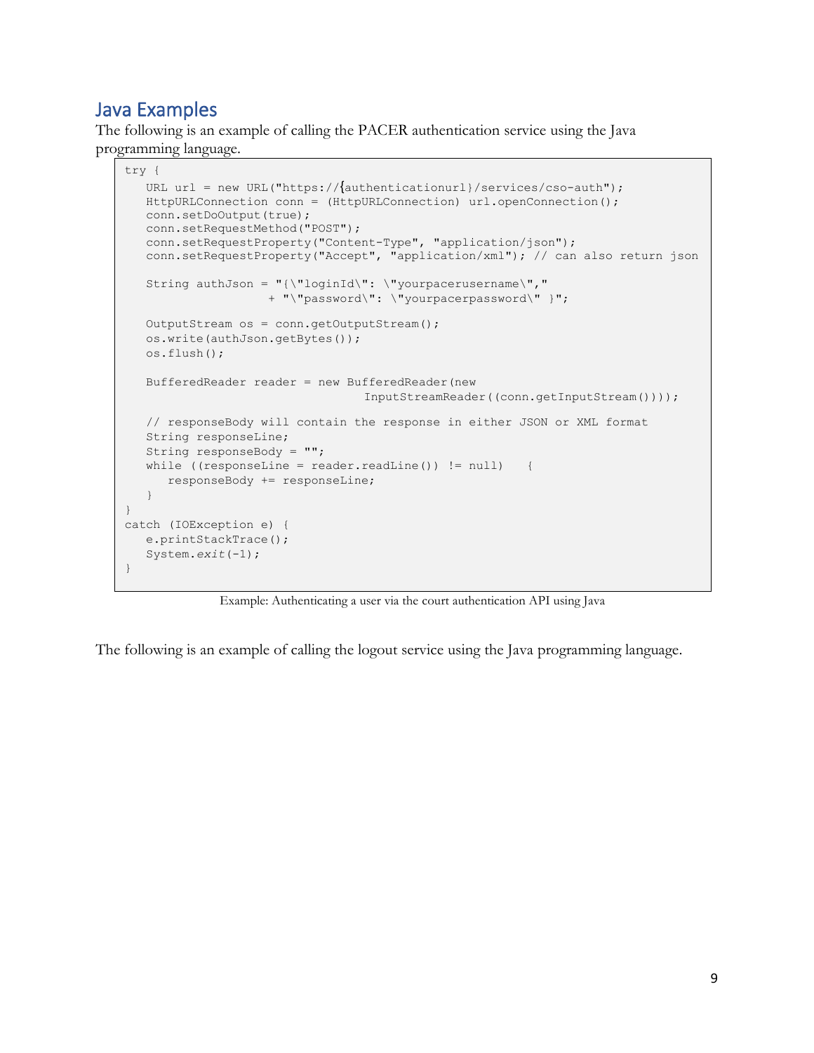## Java Examples

The following is an example of calling the PACER authentication service using the Java programming language.

```
try {
   URL url = new URL("https://{authenticationurl}/services/cso-auth");
   HttpURLConnection conn = (HttpURLConnection) url.openConnection();
   conn.setDoOutput(true);
   conn.setRequestMethod("POST");
   conn.setRequestProperty("Content-Type", "application/json");
   conn.setRequestProperty("Accept", "application/xml"); // can also return json

   String authJson = "{\"loginId\": \"yourpacerusername\","
                     + "\"password\": \"yourpacerpassword\" }";

   OutputStream os = conn.getOutputStream();
   os.write(authJson.getBytes());
   os.flush();

   BufferedReader reader = new BufferedReader(new
                                InputStreamReader((conn.getInputStream())));

   // responseBody will contain the response in either JSON or XML format
   String responseLine;
   String responseBody = "";
   while ((responseLine = reader.readLine()) != null)   {
      responseBody += responseLine;
   }
}
catch (IOException e) {
   e.printStackTrace();
   System.exit(-1);
}
```

Example: Authenticating a user via the court authentication API using Java

The following is an example of calling the logout service using the Java programming language.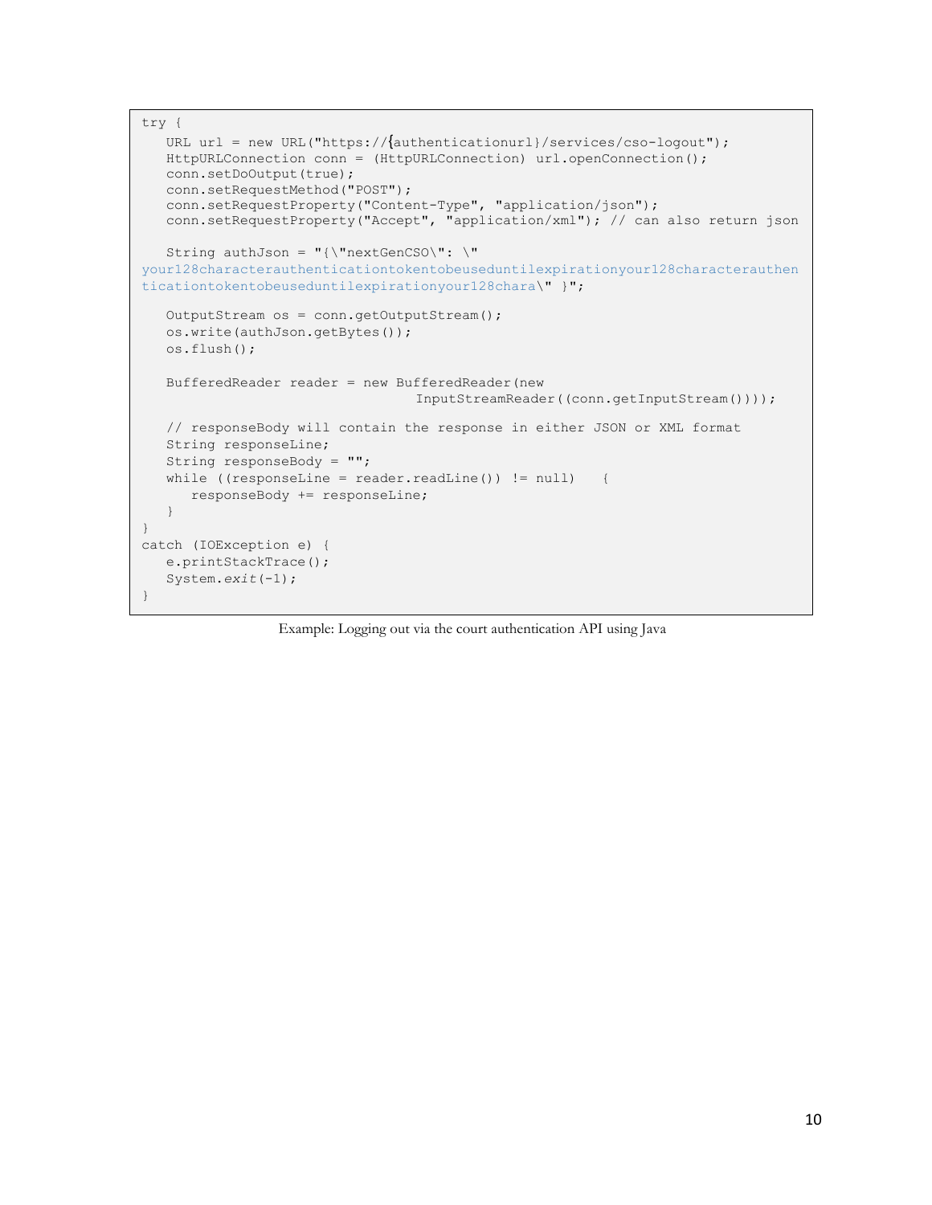```
try {
   URL url = new URL("https://{authenticationurl}/services/cso-logout");
   HttpURLConnection conn = (HttpURLConnection) url.openConnection();
   conn.setDoOutput(true);
   conn.setRequestMethod("POST");
   conn.setRequestProperty("Content-Type", "application/json");
   conn.setRequestProperty("Accept", "application/xml"); // can also return json

   String authJson = "{\"nextGenCSO\": \"
your128characterauthenticationtokentobeuseduntilexpirationyour128characterauthen
ticationtokentobeuseduntilexpirationyour128chara\" }";

   OutputStream os = conn.getOutputStream();
   os.write(authJson.getBytes());
   os.flush();

   BufferedReader reader = new BufferedReader(new
                                InputStreamReader((conn.getInputStream())));

   // responseBody will contain the response in either JSON or XML format
   String responseLine;
   String responseBody = "";
   while ((responseLine = reader.readLine()) != null)   {
      responseBody += responseLine;
   }
}
catch (IOException e) {
   e.printStackTrace();
   System.exit(-1);
}
```

Example: Logging out via the court authentication API using Java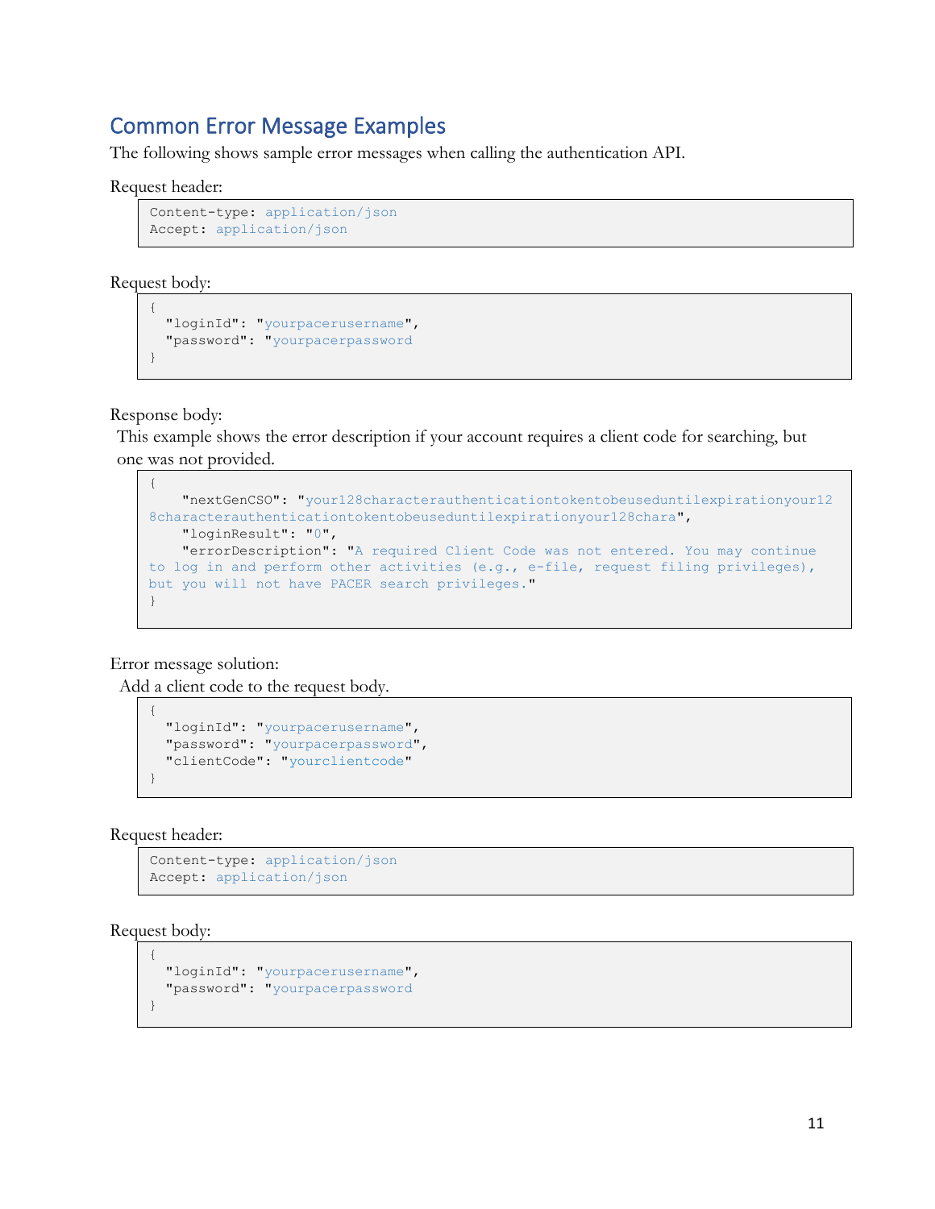## Common Error Message Examples

The following shows sample error messages when calling the authentication API.

Request header:

```
Content-type: application/json
Accept: application/json
```

Request body:

```
{
  "loginId": "yourpacerusername",
  "password": "yourpacerpassword
}
```

Response body:

This example shows the error description if your account requires a client code for searching, but one was not provided.

```
{
    "nextGenCSO": "your128characterauthenticationtokentobeuseduntilexpirationyour128characterauthenticationtokentobeuseduntilexpirationyour128chara",
    "loginResult": "0",
    "errorDescription": "A required Client Code was not entered. You may continue to log in and perform other activities (e.g., e-file, request filing privileges), but you will not have PACER search privileges."
}
```

Error message solution:

Add a client code to the request body.

```
{
  "loginId": "yourpacerusername",
  "password": "yourpacerpassword",
  "clientCode": "yourclientcode"
}
```

Request header:

```
Content-type: application/json
Accept: application/json
```

Request body:

```
{
  "loginId": "yourpacerusername",
  "password": "yourpacerpassword
}
```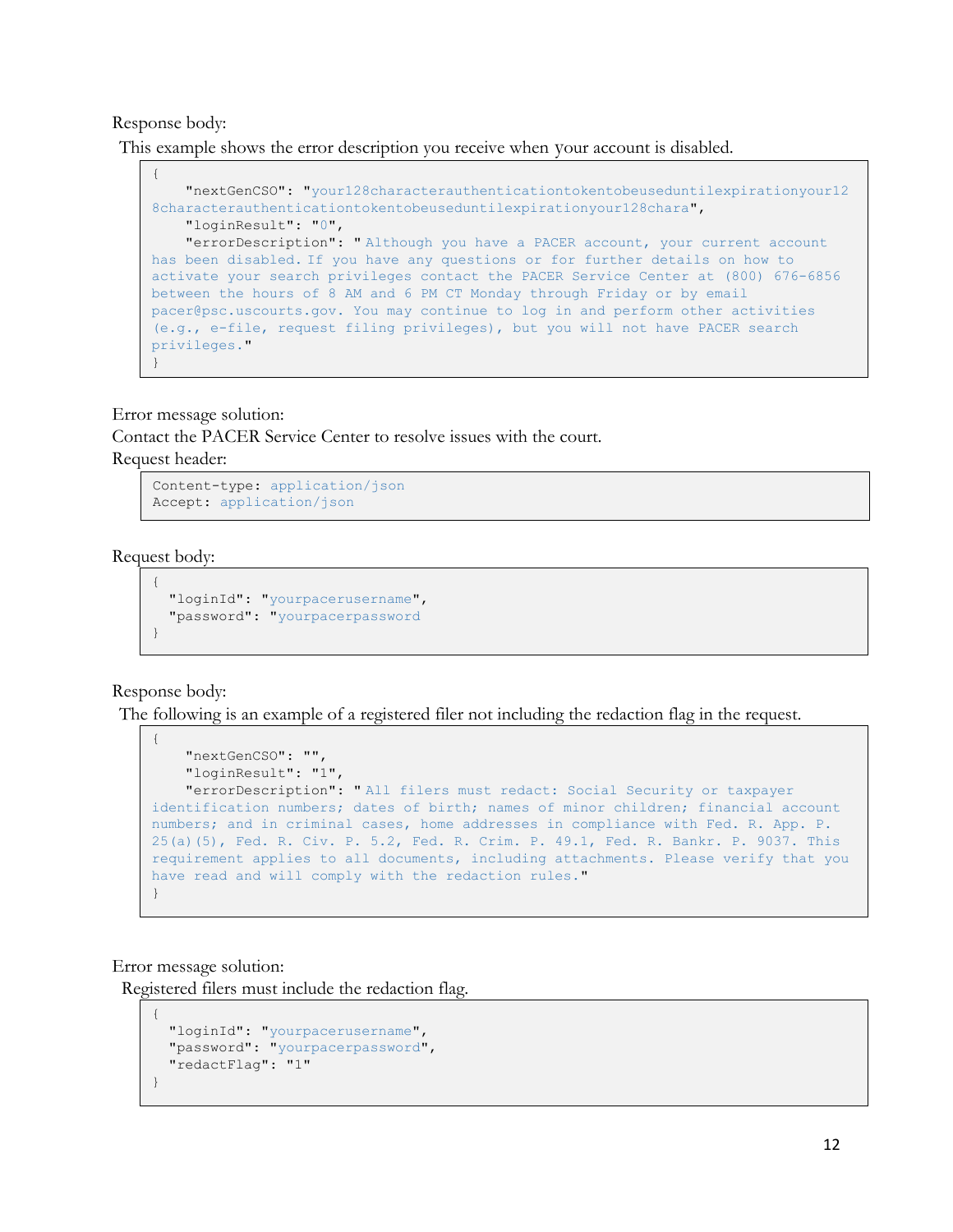Response body:

This example shows the error description you receive when your account is disabled.

```
{
    "nextGenCSO": "your128characterauthenticationtokentobeuseduntilexpirationyour128characterauthenticationtokentobeuseduntilexpirationyour128chara",
    "loginResult": "0",
    "errorDescription": " Although you have a PACER account, your current account has been disabled. If you have any questions or for further details on how to activate your search privileges contact the PACER Service Center at (800) 676-6856 between the hours of 8 AM and 6 PM CT Monday through Friday or by email pacer@psc.uscourts.gov. You may continue to log in and perform other activities (e.g., e-file, request filing privileges), but you will not have PACER search privileges."
}
```

Error message solution:

Contact the PACER Service Center to resolve issues with the court.

Request header:

```
Content-type: application/json
Accept: application/json
```

Request body:

```
{
  "loginId": "yourpacerusername",
  "password": "yourpacerpassword
}
```

Response body:

The following is an example of a registered filer not including the redaction flag in the request.

```
{
    "nextGenCSO": "",
    "loginResult": "1",
    "errorDescription": " All filers must redact: Social Security or taxpayer identification numbers; dates of birth; names of minor children; financial account numbers; and in criminal cases, home addresses in compliance with Fed. R. App. P. 25(a)(5), Fed. R. Civ. P. 5.2, Fed. R. Crim. P. 49.1, Fed. R. Bankr. P. 9037. This requirement applies to all documents, including attachments. Please verify that you have read and will comply with the redaction rules."
}
```

Error message solution:

Registered filers must include the redaction flag.

```
{
  "loginId": "yourpacerusername",
  "password": "yourpacerpassword",
  "redactFlag": "1"
}
```